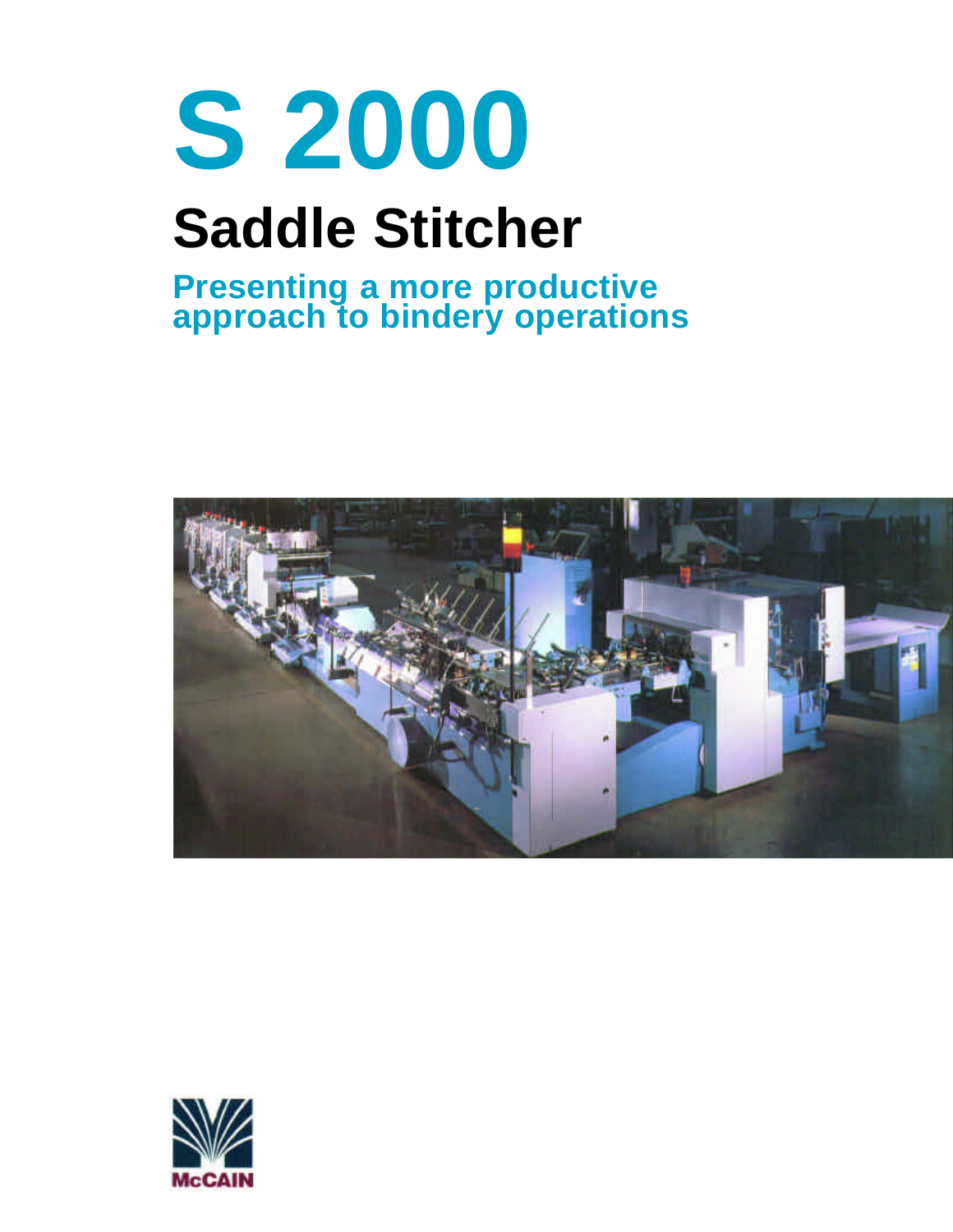# S 2000

## Saddle Stitcher

### Presenting a more productive approach to bindery operations

McCAIN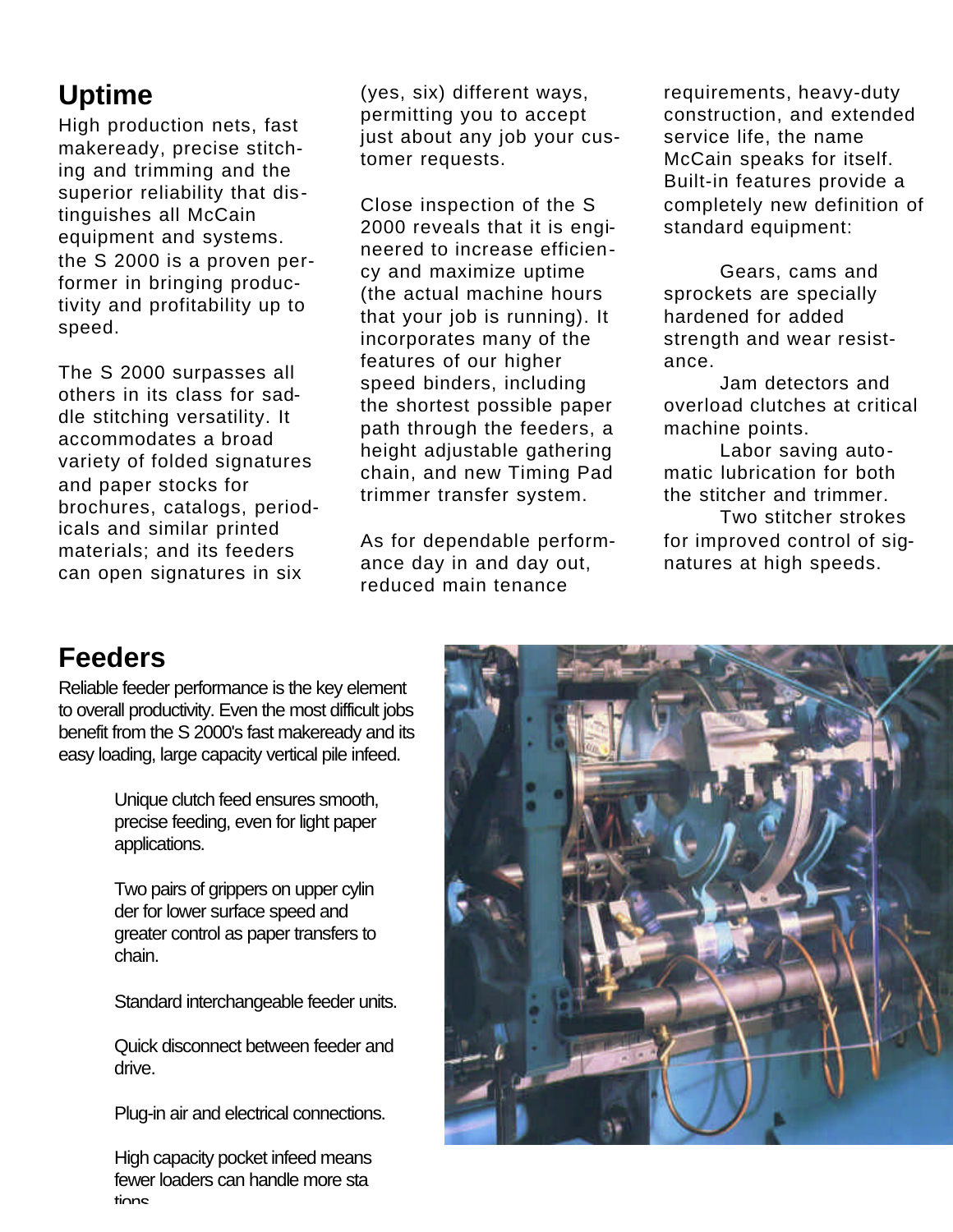## Uptime

High production nets, fast makeready, precise stitching and trimming and the superior reliability that distinguishes all McCain equipment and systems. the S 2000 is a proven performer in bringing productivity and profitability up to speed.

The S 2000 surpasses all others in its class for saddle stitching versatility. It accommodates a broad variety of folded signatures and paper stocks for brochures, catalogs, periodicals and similar printed materials; and its feeders can open signatures in six (yes, six) different ways, permitting you to accept just about any job your customer requests.

Close inspection of the S 2000 reveals that it is engineered to increase efficiency and maximize uptime (the actual machine hours that your job is running). It incorporates many of the features of our higher speed binders, including the shortest possible paper path through the feeders, a height adjustable gathering chain, and new Timing Pad trimmer transfer system.

As for dependable performance day in and day out, reduced main tenance requirements, heavy-duty construction, and extended service life, the name McCain speaks for itself. Built-in features provide a completely new definition of standard equipment:

Gears, cams and sprockets are specially hardened for added strength and wear resistance.

Jam detectors and overload clutches at critical machine points.

Labor saving automatic lubrication for both the stitcher and trimmer.

Two stitcher strokes for improved control of signatures at high speeds.

## Feeders

Reliable feeder performance is the key element to overall productivity. Even the most difficult jobs benefit from the S 2000's fast makeready and its easy loading, large capacity vertical pile infeed.

Unique clutch feed ensures smooth, precise feeding, even for light paper applications.

Two pairs of grippers on upper cylinder for lower surface speed and greater control as paper transfers to chain.

Standard interchangeable feeder units.

Quick disconnect between feeder and drive.

Plug-in air and electrical connections.

High capacity pocket infeed means fewer loaders can handle more stations.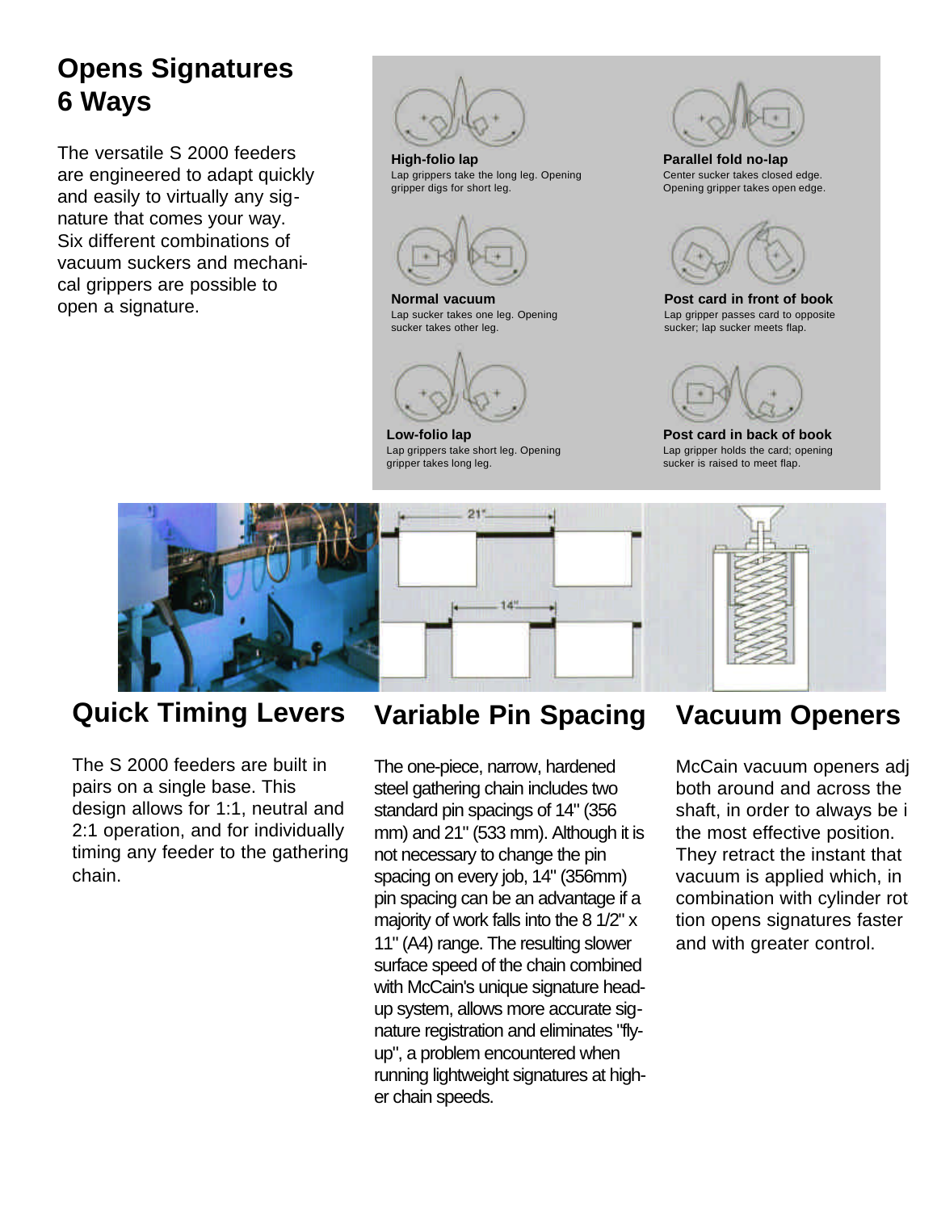## Opens Signatures 6 Ways

The versatile S 2000 feeders are engineered to adapt quickly and easily to virtually any signature that comes your way. Six different combinations of vacuum suckers and mechanical grippers are possible to open a signature.

**High-folio lap**
Lap grippers take the long leg. Opening gripper digs for short leg.

**Parallel fold no-lap**
Center sucker takes closed edge. Opening gripper takes open edge.

**Normal vacuum**
Lap sucker takes one leg. Opening sucker takes other leg.

**Post card in front of book**
Lap gripper passes card to opposite sucker; lap sucker meets flap.

**Low-folio lap**
Lap grippers take short leg. Opening gripper takes long leg.

**Post card in back of book**
Lap gripper holds the card; opening sucker is raised to meet flap.

21"

14"

## Quick Timing Levers

The S 2000 feeders are built in pairs on a single base. This design allows for 1:1, neutral and 2:1 operation, and for individually timing any feeder to the gathering chain.

## Variable Pin Spacing

The one-piece, narrow, hardened steel gathering chain includes two standard pin spacings of 14" (356 mm) and 21" (533 mm). Although it is not necessary to change the pin spacing on every job, 14" (356mm) pin spacing can be an advantage if a majority of work falls into the 8 1/2" x 11" (A4) range. The resulting slower surface speed of the chain combined with McCain's unique signature head-up system, allows more accurate signature registration and eliminates "fly-up", a problem encountered when running lightweight signatures at higher chain speeds.

## Vacuum Openers

McCain vacuum openers adj both around and across the shaft, in order to always be i the most effective position. They retract the instant that vacuum is applied which, in combination with cylinder rot tion opens signatures faster and with greater control.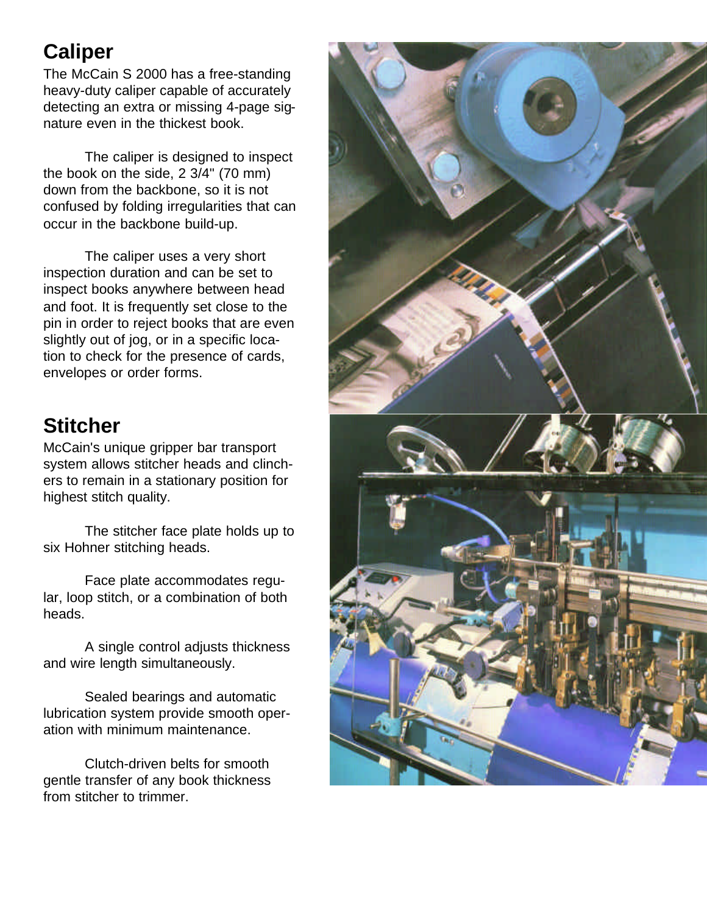## Caliper

The McCain S 2000 has a free-standing heavy-duty caliper capable of accurately detecting an extra or missing 4-page signature even in the thickest book.

The caliper is designed to inspect the book on the side, 2 3/4" (70 mm) down from the backbone, so it is not confused by folding irregularities that can occur in the backbone build-up.

The caliper uses a very short inspection duration and can be set to inspect books anywhere between head and foot. It is frequently set close to the pin in order to reject books that are even slightly out of jog, or in a specific location to check for the presence of cards, envelopes or order forms.

## Stitcher

McCain's unique gripper bar transport system allows stitcher heads and clinchers to remain in a stationary position for highest stitch quality.

The stitcher face plate holds up to six Hohner stitching heads.

Face plate accommodates regular, loop stitch, or a combination of both heads.

A single control adjusts thickness and wire length simultaneously.

Sealed bearings and automatic lubrication system provide smooth operation with minimum maintenance.

Clutch-driven belts for smooth gentle transfer of any book thickness from stitcher to trimmer.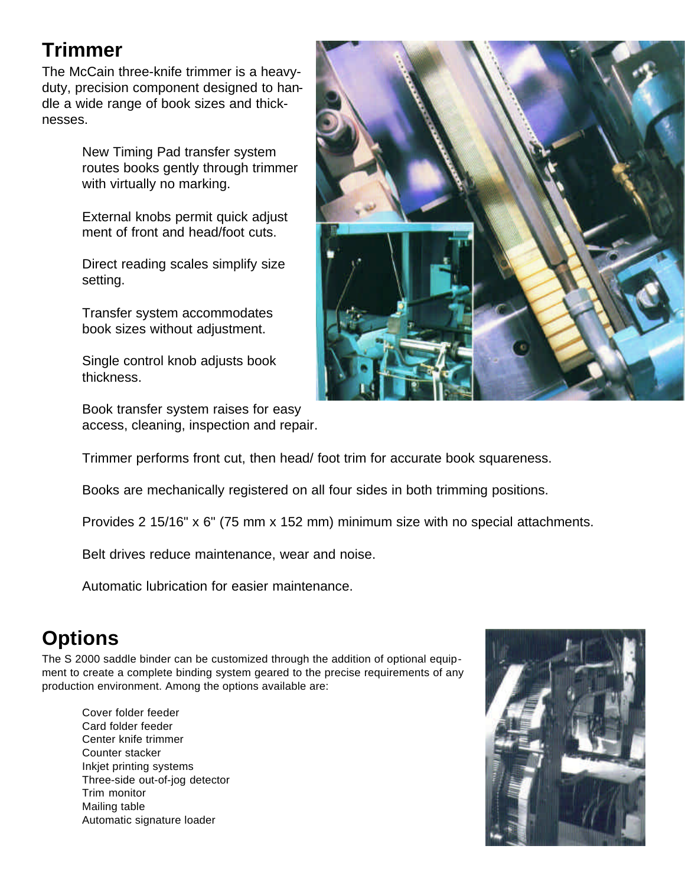## Trimmer

The McCain three-knife trimmer is a heavy-duty, precision component designed to handle a wide range of book sizes and thicknesses.

New Timing Pad transfer system routes books gently through trimmer with virtually no marking.

External knobs permit quick adjustment of front and head/foot cuts.

Direct reading scales simplify size setting.

Transfer system accommodates book sizes without adjustment.

Single control knob adjusts book thickness.

Book transfer system raises for easy access, cleaning, inspection and repair.

Trimmer performs front cut, then head/ foot trim for accurate book squareness.

Books are mechanically registered on all four sides in both trimming positions.

Provides 2 15/16" x 6" (75 mm x 152 mm) minimum size with no special attachments.

Belt drives reduce maintenance, wear and noise.

Automatic lubrication for easier maintenance.

## Options

The S 2000 saddle binder can be customized through the addition of optional equipment to create a complete binding system geared to the precise requirements of any production environment. Among the options available are:

Cover folder feeder
Card folder feeder
Center knife trimmer
Counter stacker
Inkjet printing systems
Three-side out-of-jog detector
Trim monitor
Mailing table
Automatic signature loader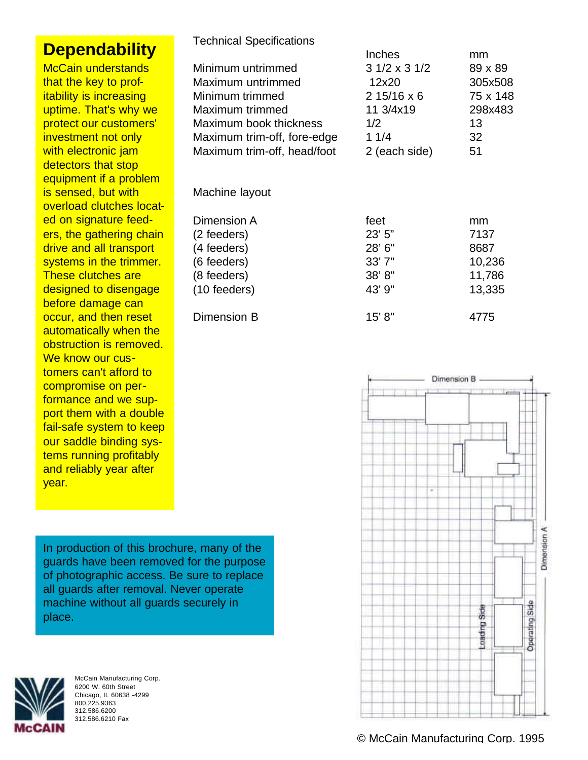## Dependability

McCain understands that the key to profitability is increasing uptime. That's why we protect our customers' investment not only with electronic jam detectors that stop equipment if a problem is sensed, but with overload clutches located on signature feeders, the gathering chain drive and all transport systems in the trimmer. These clutches are designed to disengage before damage can occur, and then reset automatically when the obstruction is removed. We know our customers can't afford to compromise on performance and we support them with a double fail-safe system to keep our saddle binding systems running profitably and reliably year after year.

### Technical Specifications

| | Inches | mm |
|---|---|---|
| Minimum untrimmed | 3 1/2 x 3 1/2 | 89 x 89 |
| Maximum untrimmed | 12x20 | 305x508 |
| Minimum trimmed | 2 15/16 x 6 | 75 x 148 |
| Maximum trimmed | 11 3/4x19 | 298x483 |
| Maximum book thickness | 1/2 | 13 |
| Maximum trim-off, fore-edge | 1 1/4 | 32 |
| Maximum trim-off, head/foot | 2 (each side) | 51 |

### Machine layout

| | feet | mm |
|---|---|---|
| Dimension A | | |
| (2 feeders) | 23' 5" | 7137 |
| (4 feeders) | 28' 6" | 8687 |
| (6 feeders) | 33' 7" | 10,236 |
| (8 feeders) | 38' 8" | 11,786 |
| (10 feeders) | 43' 9" | 13,335 |
| Dimension B | 15' 8" | 4775 |

Dimension B

Dimension A

Loading Side

Operating Side

In production of this brochure, many of the guards have been removed for the purpose of photographic access. Be sure to replace all guards after removal. Never operate machine without all guards securely in place.

McCAIN

McCain Manufacturing Corp.
6200 W. 60th Street
Chicago, IL 60638 -4299
800.225.9363
312.586.6200
312.586.6210 Fax

© McCain Manufacturing Corp. 1995